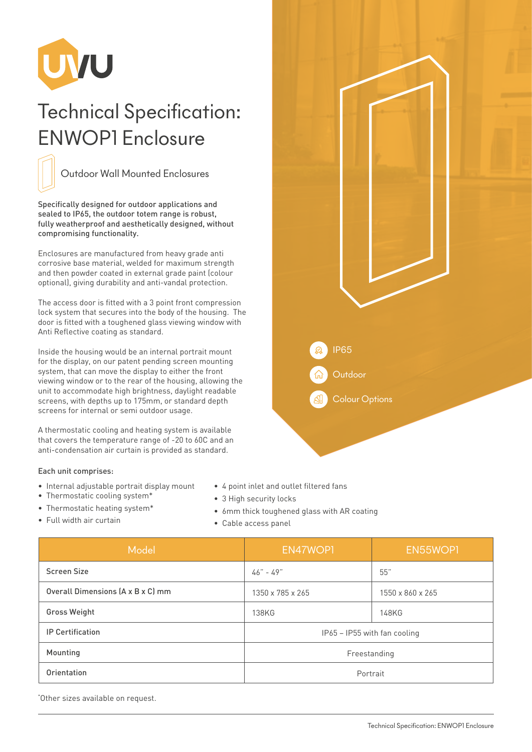UVU

# Technical Specification: ENWOP1 Enclosure

Outdoor Wall Mounted Enclosures

Specifically designed for outdoor applications and sealed to IP65, the outdoor totem range is robust, fully weatherproof and aesthetically designed, without compromising functionality.

Enclosures are manufactured from heavy grade anti corrosive base material, welded for maximum strength and then powder coated in external grade paint (colour optional), giving durability and anti-vandal protection.

The access door is fitted with a 3 point front compression lock system that secures into the body of the housing. The door is fitted with a toughened glass viewing window with Anti Reflective coating as standard.

Inside the housing would be an internal portrait mount for the display, on our patent pending screen mounting system, that can move the display to either the front viewing window or to the rear of the housing, allowing the unit to accommodate high brightness, daylight readable screens, with depths up to 175mm, or standard depth screens for internal or semi outdoor usage.

A thermostatic cooling and heating system is available that covers the temperature range of -20 to 60C and an anti-condensation air curtain is provided as standard.

IP65

Outdoor

Colour Options

Each unit comprises:

- Internal adjustable portrait display mount
- Thermostatic cooling system*
- Thermostatic heating system*
- Full width air curtain
- 4 point inlet and outlet filtered fans
- 3 High security locks
- 6mm thick toughened glass with AR coating
- Cable access panel

| Model | EN47WOP1 | EN55WOP1 |
|---|---|---|
| Screen Size | 46" - 49" | 55" |
| Overall Dimensions (A x B x C) mm | 1350 x 785 x 265 | 1550 x 860 x 265 |
| Gross Weight | 138KG | 148KG |
| IP Certification | IP65 – IP55 with fan cooling | |
| Mounting | Freestanding | |
| Orientation | Portrait | |

*Other sizes available on request.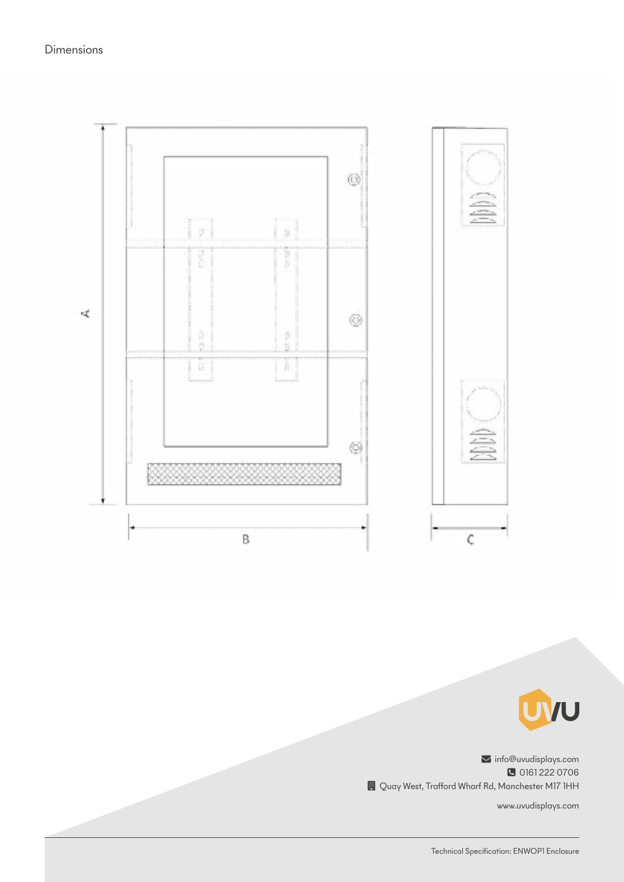Dimensions

A

B

C

info@uvudisplays.com
0161 222 0706
Quay West, Trafford Wharf Rd, Manchester M17 1HH

www.uvudisplays.com